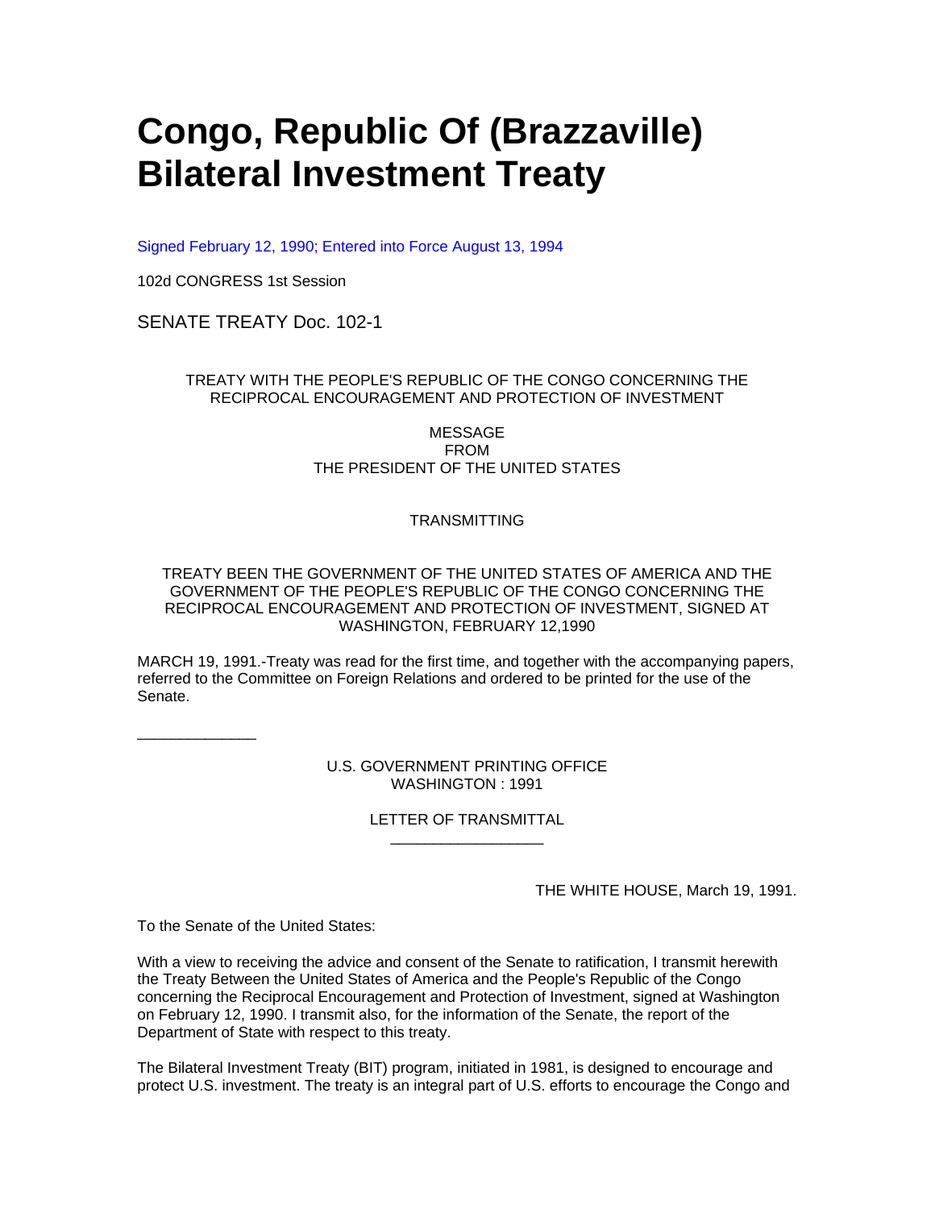# Congo, Republic Of (Brazzaville) Bilateral Investment Treaty

Signed February 12, 1990; Entered into Force August 13, 1994

102d CONGRESS 1st Session

SENATE TREATY Doc. 102-1

TREATY WITH THE PEOPLE'S REPUBLIC OF THE CONGO CONCERNING THE RECIPROCAL ENCOURAGEMENT AND PROTECTION OF INVESTMENT

MESSAGE
FROM
THE PRESIDENT OF THE UNITED STATES

TRANSMITTING

TREATY BEEN THE GOVERNMENT OF THE UNITED STATES OF AMERICA AND THE GOVERNMENT OF THE PEOPLE'S REPUBLIC OF THE CONGO CONCERNING THE RECIPROCAL ENCOURAGEMENT AND PROTECTION OF INVESTMENT, SIGNED AT WASHINGTON, FEBRUARY 12,1990

MARCH 19, 1991.-Treaty was read for the first time, and together with the accompanying papers, referred to the Committee on Foreign Relations and ordered to be printed for the use of the Senate.

---

U.S. GOVERNMENT PRINTING OFFICE
WASHINGTON : 1991

LETTER OF TRANSMITTAL

---

THE WHITE HOUSE, March 19, 1991.

To the Senate of the United States:

With a view to receiving the advice and consent of the Senate to ratification, I transmit herewith the Treaty Between the United States of America and the People's Republic of the Congo concerning the Reciprocal Encouragement and Protection of Investment, signed at Washington on February 12, 1990. I transmit also, for the information of the Senate, the report of the Department of State with respect to this treaty.

The Bilateral Investment Treaty (BIT) program, initiated in 1981, is designed to encourage and protect U.S. investment. The treaty is an integral part of U.S. efforts to encourage the Congo and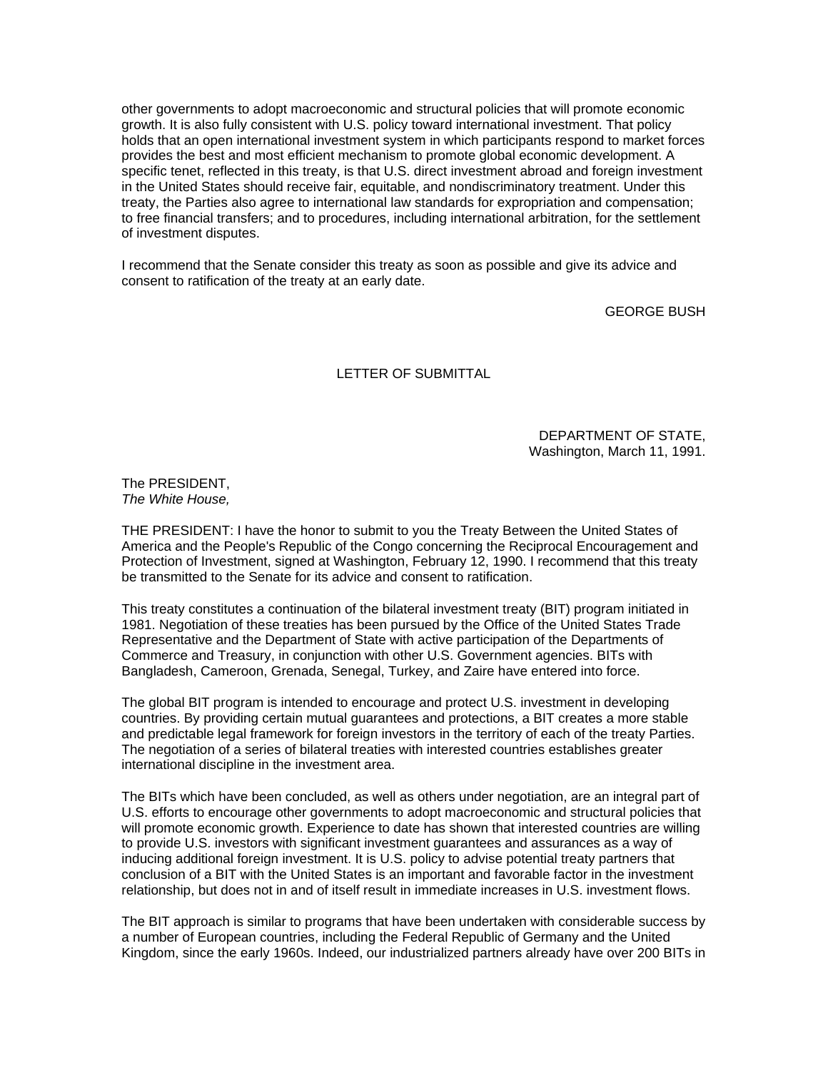other governments to adopt macroeconomic and structural policies that will promote economic growth. It is also fully consistent with U.S. policy toward international investment. That policy holds that an open international investment system in which participants respond to market forces provides the best and most efficient mechanism to promote global economic development. A specific tenet, reflected in this treaty, is that U.S. direct investment abroad and foreign investment in the United States should receive fair, equitable, and nondiscriminatory treatment. Under this treaty, the Parties also agree to international law standards for expropriation and compensation; to free financial transfers; and to procedures, including international arbitration, for the settlement of investment disputes.

I recommend that the Senate consider this treaty as soon as possible and give its advice and consent to ratification of the treaty at an early date.

GEORGE BUSH

LETTER OF SUBMITTAL

DEPARTMENT OF STATE,
Washington, March 11, 1991.

The PRESIDENT,
*The White House,*

THE PRESIDENT: I have the honor to submit to you the Treaty Between the United States of America and the People's Republic of the Congo concerning the Reciprocal Encouragement and Protection of Investment, signed at Washington, February 12, 1990. I recommend that this treaty be transmitted to the Senate for its advice and consent to ratification.

This treaty constitutes a continuation of the bilateral investment treaty (BIT) program initiated in 1981. Negotiation of these treaties has been pursued by the Office of the United States Trade Representative and the Department of State with active participation of the Departments of Commerce and Treasury, in conjunction with other U.S. Government agencies. BITs with Bangladesh, Cameroon, Grenada, Senegal, Turkey, and Zaire have entered into force.

The global BIT program is intended to encourage and protect U.S. investment in developing countries. By providing certain mutual guarantees and protections, a BIT creates a more stable and predictable legal framework for foreign investors in the territory of each of the treaty Parties. The negotiation of a series of bilateral treaties with interested countries establishes greater international discipline in the investment area.

The BITs which have been concluded, as well as others under negotiation, are an integral part of U.S. efforts to encourage other governments to adopt macroeconomic and structural policies that will promote economic growth. Experience to date has shown that interested countries are willing to provide U.S. investors with significant investment guarantees and assurances as a way of inducing additional foreign investment. It is U.S. policy to advise potential treaty partners that conclusion of a BIT with the United States is an important and favorable factor in the investment relationship, but does not in and of itself result in immediate increases in U.S. investment flows.

The BIT approach is similar to programs that have been undertaken with considerable success by a number of European countries, including the Federal Republic of Germany and the United Kingdom, since the early 1960s. Indeed, our industrialized partners already have over 200 BITs in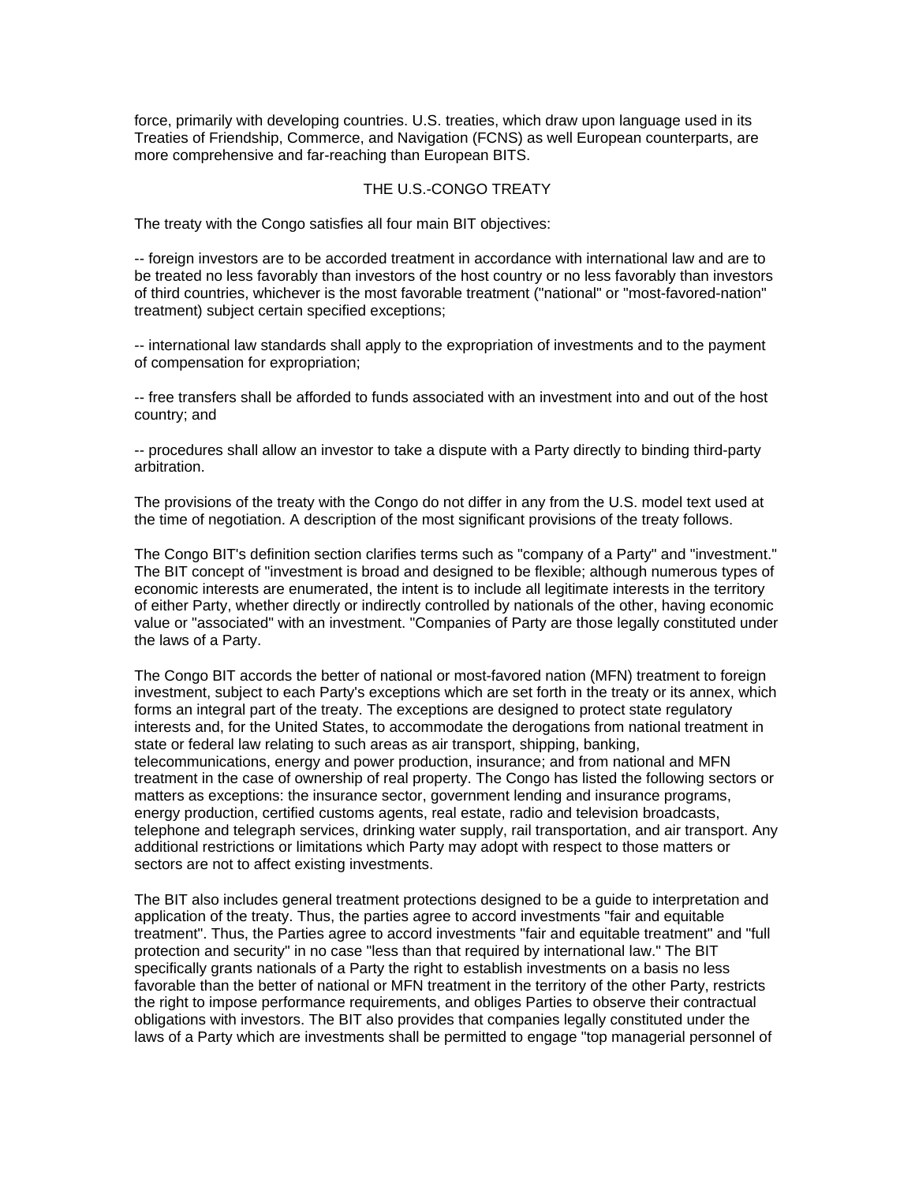force, primarily with developing countries. U.S. treaties, which draw upon language used in its Treaties of Friendship, Commerce, and Navigation (FCNS) as well European counterparts, are more comprehensive and far-reaching than European BITS.

## THE U.S.-CONGO TREATY

The treaty with the Congo satisfies all four main BIT objectives:

-- foreign investors are to be accorded treatment in accordance with international law and are to be treated no less favorably than investors of the host country or no less favorably than investors of third countries, whichever is the most favorable treatment ("national" or "most-favored-nation" treatment) subject certain specified exceptions;

-- international law standards shall apply to the expropriation of investments and to the payment of compensation for expropriation;

-- free transfers shall be afforded to funds associated with an investment into and out of the host country; and

-- procedures shall allow an investor to take a dispute with a Party directly to binding third-party arbitration.

The provisions of the treaty with the Congo do not differ in any from the U.S. model text used at the time of negotiation. A description of the most significant provisions of the treaty follows.

The Congo BIT's definition section clarifies terms such as "company of a Party" and "investment." The BIT concept of "investment is broad and designed to be flexible; although numerous types of economic interests are enumerated, the intent is to include all legitimate interests in the territory of either Party, whether directly or indirectly controlled by nationals of the other, having economic value or "associated" with an investment. "Companies of Party are those legally constituted under the laws of a Party.

The Congo BIT accords the better of national or most-favored nation (MFN) treatment to foreign investment, subject to each Party's exceptions which are set forth in the treaty or its annex, which forms an integral part of the treaty. The exceptions are designed to protect state regulatory interests and, for the United States, to accommodate the derogations from national treatment in state or federal law relating to such areas as air transport, shipping, banking, telecommunications, energy and power production, insurance; and from national and MFN treatment in the case of ownership of real property. The Congo has listed the following sectors or matters as exceptions: the insurance sector, government lending and insurance programs, energy production, certified customs agents, real estate, radio and television broadcasts, telephone and telegraph services, drinking water supply, rail transportation, and air transport. Any additional restrictions or limitations which Party may adopt with respect to those matters or sectors are not to affect existing investments.

The BIT also includes general treatment protections designed to be a guide to interpretation and application of the treaty. Thus, the parties agree to accord investments "fair and equitable treatment". Thus, the Parties agree to accord investments "fair and equitable treatment" and "full protection and security" in no case "less than that required by international law." The BIT specifically grants nationals of a Party the right to establish investments on a basis no less favorable than the better of national or MFN treatment in the territory of the other Party, restricts the right to impose performance requirements, and obliges Parties to observe their contractual obligations with investors. The BIT also provides that companies legally constituted under the laws of a Party which are investments shall be permitted to engage "top managerial personnel of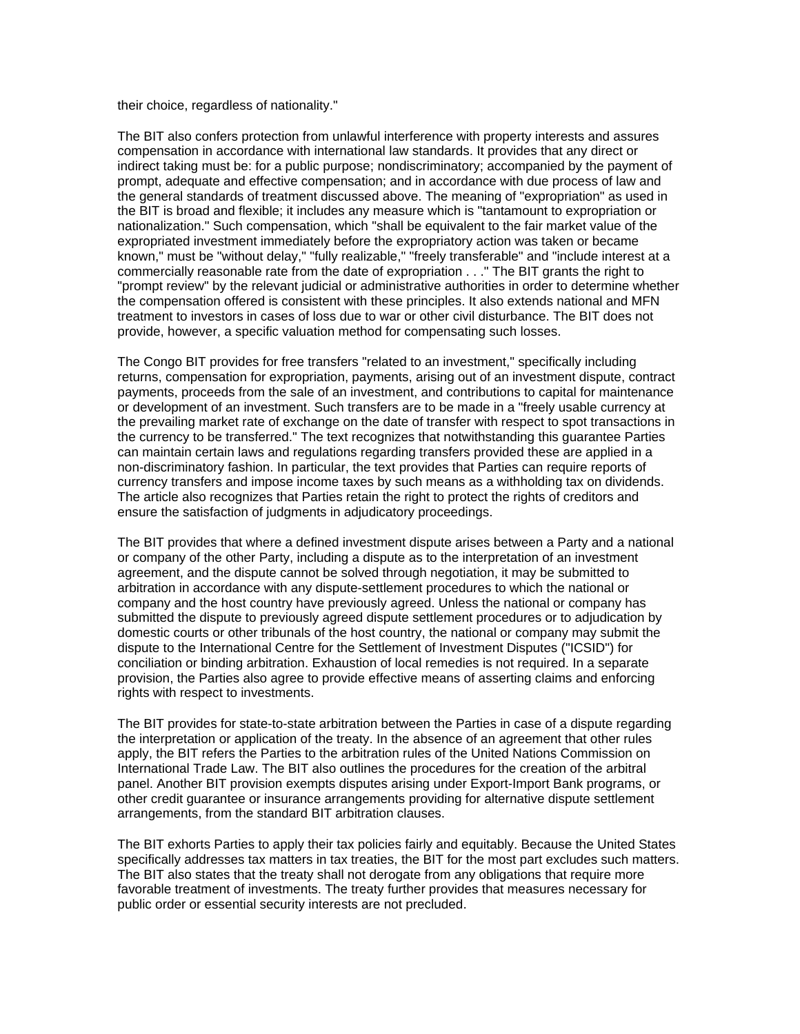their choice, regardless of nationality."

The BIT also confers protection from unlawful interference with property interests and assures compensation in accordance with international law standards. It provides that any direct or indirect taking must be: for a public purpose; nondiscriminatory; accompanied by the payment of prompt, adequate and effective compensation; and in accordance with due process of law and the general standards of treatment discussed above. The meaning of "expropriation" as used in the BIT is broad and flexible; it includes any measure which is "tantamount to expropriation or nationalization." Such compensation, which "shall be equivalent to the fair market value of the expropriated investment immediately before the expropriatory action was taken or became known," must be "without delay," "fully realizable," "freely transferable" and "include interest at a commercially reasonable rate from the date of expropriation . . ." The BIT grants the right to "prompt review" by the relevant judicial or administrative authorities in order to determine whether the compensation offered is consistent with these principles. It also extends national and MFN treatment to investors in cases of loss due to war or other civil disturbance. The BIT does not provide, however, a specific valuation method for compensating such losses.

The Congo BIT provides for free transfers "related to an investment," specifically including returns, compensation for expropriation, payments, arising out of an investment dispute, contract payments, proceeds from the sale of an investment, and contributions to capital for maintenance or development of an investment. Such transfers are to be made in a "freely usable currency at the prevailing market rate of exchange on the date of transfer with respect to spot transactions in the currency to be transferred." The text recognizes that notwithstanding this guarantee Parties can maintain certain laws and regulations regarding transfers provided these are applied in a non-discriminatory fashion. In particular, the text provides that Parties can require reports of currency transfers and impose income taxes by such means as a withholding tax on dividends. The article also recognizes that Parties retain the right to protect the rights of creditors and ensure the satisfaction of judgments in adjudicatory proceedings.

The BIT provides that where a defined investment dispute arises between a Party and a national or company of the other Party, including a dispute as to the interpretation of an investment agreement, and the dispute cannot be solved through negotiation, it may be submitted to arbitration in accordance with any dispute-settlement procedures to which the national or company and the host country have previously agreed. Unless the national or company has submitted the dispute to previously agreed dispute settlement procedures or to adjudication by domestic courts or other tribunals of the host country, the national or company may submit the dispute to the International Centre for the Settlement of Investment Disputes ("ICSID") for conciliation or binding arbitration. Exhaustion of local remedies is not required. In a separate provision, the Parties also agree to provide effective means of asserting claims and enforcing rights with respect to investments.

The BIT provides for state-to-state arbitration between the Parties in case of a dispute regarding the interpretation or application of the treaty. In the absence of an agreement that other rules apply, the BIT refers the Parties to the arbitration rules of the United Nations Commission on International Trade Law. The BIT also outlines the procedures for the creation of the arbitral panel. Another BIT provision exempts disputes arising under Export-Import Bank programs, or other credit guarantee or insurance arrangements providing for alternative dispute settlement arrangements, from the standard BIT arbitration clauses.

The BIT exhorts Parties to apply their tax policies fairly and equitably. Because the United States specifically addresses tax matters in tax treaties, the BIT for the most part excludes such matters. The BIT also states that the treaty shall not derogate from any obligations that require more favorable treatment of investments. The treaty further provides that measures necessary for public order or essential security interests are not precluded.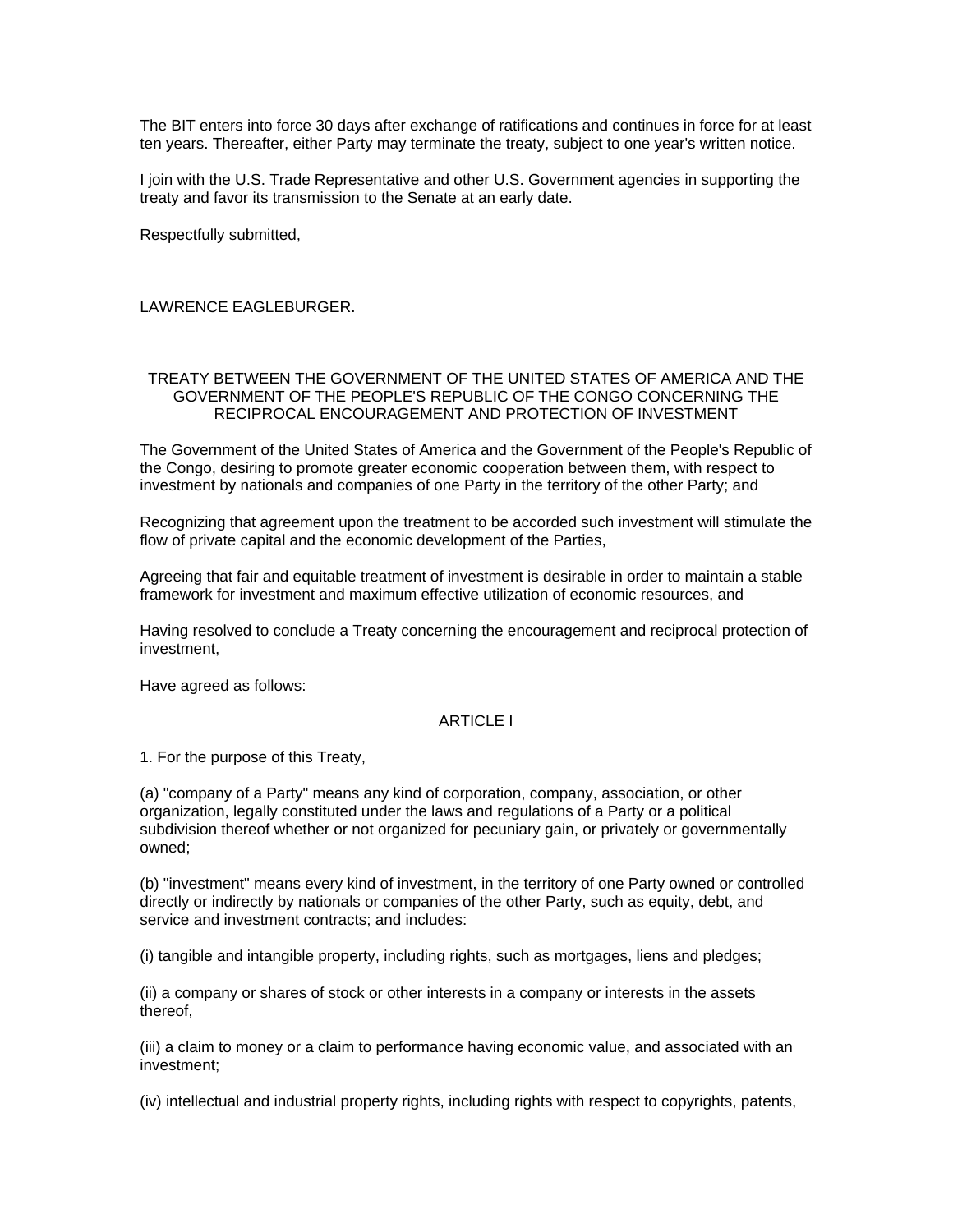The BIT enters into force 30 days after exchange of ratifications and continues in force for at least ten years. Thereafter, either Party may terminate the treaty, subject to one year's written notice.

I join with the U.S. Trade Representative and other U.S. Government agencies in supporting the treaty and favor its transmission to the Senate at an early date.

Respectfully submitted,

LAWRENCE EAGLEBURGER.

## TREATY BETWEEN THE GOVERNMENT OF THE UNITED STATES OF AMERICA AND THE GOVERNMENT OF THE PEOPLE'S REPUBLIC OF THE CONGO CONCERNING THE RECIPROCAL ENCOURAGEMENT AND PROTECTION OF INVESTMENT

The Government of the United States of America and the Government of the People's Republic of the Congo, desiring to promote greater economic cooperation between them, with respect to investment by nationals and companies of one Party in the territory of the other Party; and

Recognizing that agreement upon the treatment to be accorded such investment will stimulate the flow of private capital and the economic development of the Parties,

Agreeing that fair and equitable treatment of investment is desirable in order to maintain a stable framework for investment and maximum effective utilization of economic resources, and

Having resolved to conclude a Treaty concerning the encouragement and reciprocal protection of investment,

Have agreed as follows:

### ARTICLE I

1. For the purpose of this Treaty,

(a) "company of a Party" means any kind of corporation, company, association, or other organization, legally constituted under the laws and regulations of a Party or a political subdivision thereof whether or not organized for pecuniary gain, or privately or governmentally owned;

(b) "investment" means every kind of investment, in the territory of one Party owned or controlled directly or indirectly by nationals or companies of the other Party, such as equity, debt, and service and investment contracts; and includes:

(i) tangible and intangible property, including rights, such as mortgages, liens and pledges;

(ii) a company or shares of stock or other interests in a company or interests in the assets thereof,

(iii) a claim to money or a claim to performance having economic value, and associated with an investment;

(iv) intellectual and industrial property rights, including rights with respect to copyrights, patents,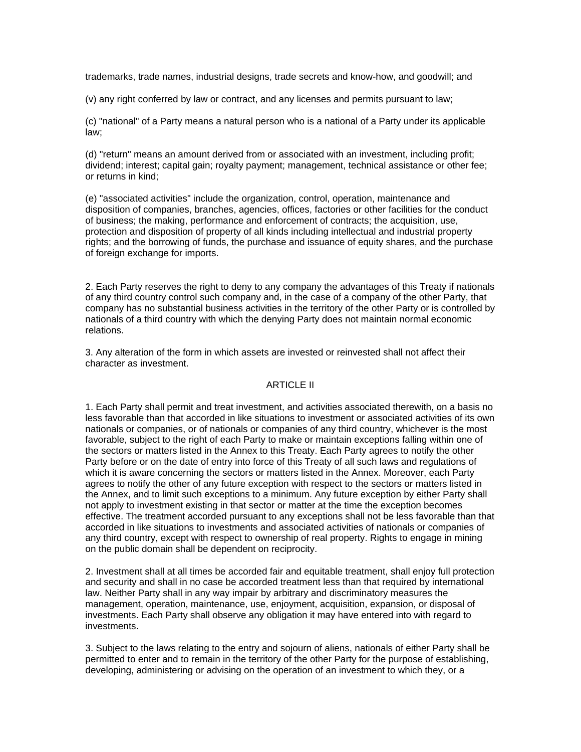trademarks, trade names, industrial designs, trade secrets and know-how, and goodwill; and

(v) any right conferred by law or contract, and any licenses and permits pursuant to law;

(c) "national" of a Party means a natural person who is a national of a Party under its applicable law;

(d) "return" means an amount derived from or associated with an investment, including profit; dividend; interest; capital gain; royalty payment; management, technical assistance or other fee; or returns in kind;

(e) "associated activities" include the organization, control, operation, maintenance and disposition of companies, branches, agencies, offices, factories or other facilities for the conduct of business; the making, performance and enforcement of contracts; the acquisition, use, protection and disposition of property of all kinds including intellectual and industrial property rights; and the borrowing of funds, the purchase and issuance of equity shares, and the purchase of foreign exchange for imports.

2. Each Party reserves the right to deny to any company the advantages of this Treaty if nationals of any third country control such company and, in the case of a company of the other Party, that company has no substantial business activities in the territory of the other Party or is controlled by nationals of a third country with which the denying Party does not maintain normal economic relations.

3. Any alteration of the form in which assets are invested or reinvested shall not affect their character as investment.

## ARTICLE II

1. Each Party shall permit and treat investment, and activities associated therewith, on a basis no less favorable than that accorded in like situations to investment or associated activities of its own nationals or companies, or of nationals or companies of any third country, whichever is the most favorable, subject to the right of each Party to make or maintain exceptions falling within one of the sectors or matters listed in the Annex to this Treaty. Each Party agrees to notify the other Party before or on the date of entry into force of this Treaty of all such laws and regulations of which it is aware concerning the sectors or matters listed in the Annex. Moreover, each Party agrees to notify the other of any future exception with respect to the sectors or matters listed in the Annex, and to limit such exceptions to a minimum. Any future exception by either Party shall not apply to investment existing in that sector or matter at the time the exception becomes effective. The treatment accorded pursuant to any exceptions shall not be less favorable than that accorded in like situations to investments and associated activities of nationals or companies of any third country, except with respect to ownership of real property. Rights to engage in mining on the public domain shall be dependent on reciprocity.

2. Investment shall at all times be accorded fair and equitable treatment, shall enjoy full protection and security and shall in no case be accorded treatment less than that required by international law. Neither Party shall in any way impair by arbitrary and discriminatory measures the management, operation, maintenance, use, enjoyment, acquisition, expansion, or disposal of investments. Each Party shall observe any obligation it may have entered into with regard to investments.

3. Subject to the laws relating to the entry and sojourn of aliens, nationals of either Party shall be permitted to enter and to remain in the territory of the other Party for the purpose of establishing, developing, administering or advising on the operation of an investment to which they, or a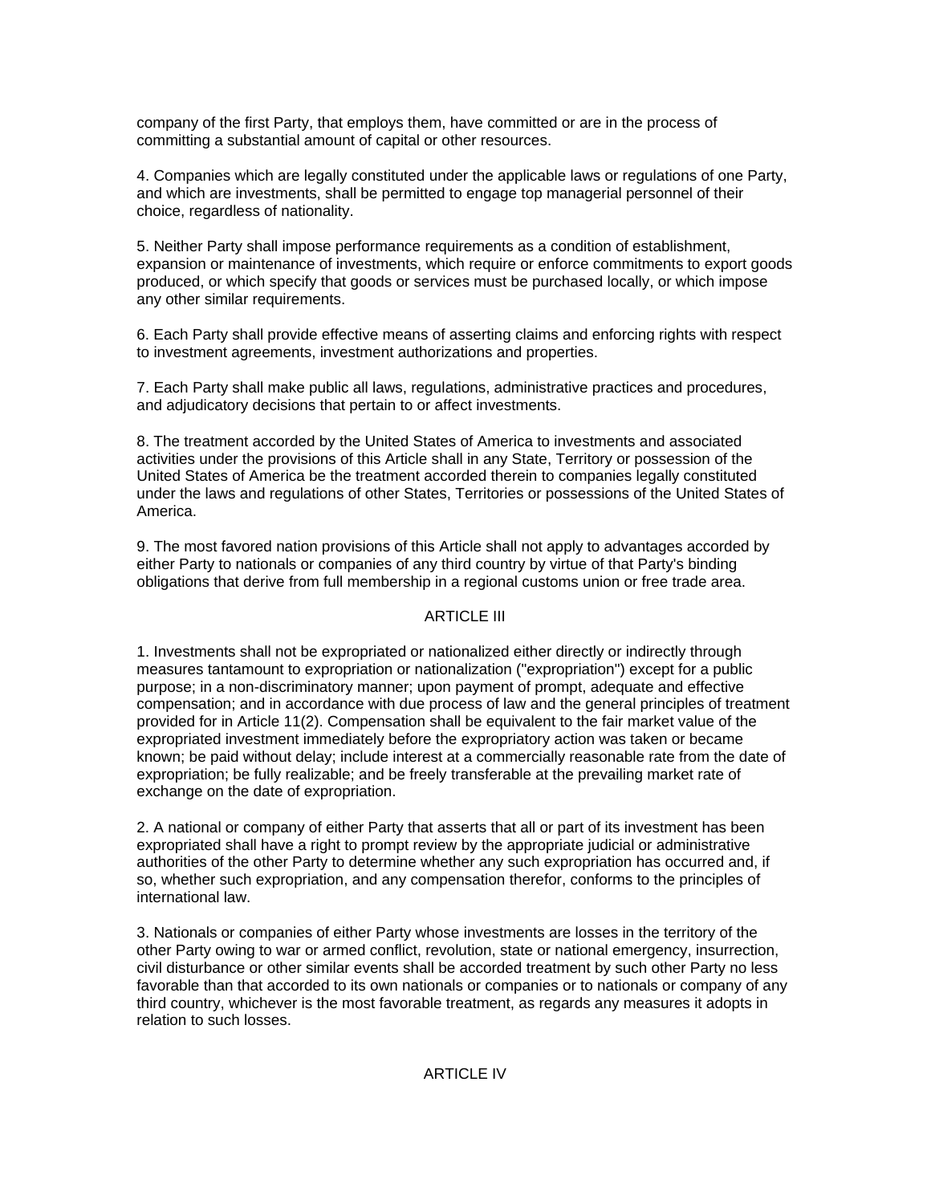company of the first Party, that employs them, have committed or are in the process of committing a substantial amount of capital or other resources.

4. Companies which are legally constituted under the applicable laws or regulations of one Party, and which are investments, shall be permitted to engage top managerial personnel of their choice, regardless of nationality.

5. Neither Party shall impose performance requirements as a condition of establishment, expansion or maintenance of investments, which require or enforce commitments to export goods produced, or which specify that goods or services must be purchased locally, or which impose any other similar requirements.

6. Each Party shall provide effective means of asserting claims and enforcing rights with respect to investment agreements, investment authorizations and properties.

7. Each Party shall make public all laws, regulations, administrative practices and procedures, and adjudicatory decisions that pertain to or affect investments.

8. The treatment accorded by the United States of America to investments and associated activities under the provisions of this Article shall in any State, Territory or possession of the United States of America be the treatment accorded therein to companies legally constituted under the laws and regulations of other States, Territories or possessions of the United States of America.

9. The most favored nation provisions of this Article shall not apply to advantages accorded by either Party to nationals or companies of any third country by virtue of that Party's binding obligations that derive from full membership in a regional customs union or free trade area.

## ARTICLE III

1. Investments shall not be expropriated or nationalized either directly or indirectly through measures tantamount to expropriation or nationalization ("expropriation") except for a public purpose; in a non-discriminatory manner; upon payment of prompt, adequate and effective compensation; and in accordance with due process of law and the general principles of treatment provided for in Article 11(2). Compensation shall be equivalent to the fair market value of the expropriated investment immediately before the expropriatory action was taken or became known; be paid without delay; include interest at a commercially reasonable rate from the date of expropriation; be fully realizable; and be freely transferable at the prevailing market rate of exchange on the date of expropriation.

2. A national or company of either Party that asserts that all or part of its investment has been expropriated shall have a right to prompt review by the appropriate judicial or administrative authorities of the other Party to determine whether any such expropriation has occurred and, if so, whether such expropriation, and any compensation therefor, conforms to the principles of international law.

3. Nationals or companies of either Party whose investments are losses in the territory of the other Party owing to war or armed conflict, revolution, state or national emergency, insurrection, civil disturbance or other similar events shall be accorded treatment by such other Party no less favorable than that accorded to its own nationals or companies or to nationals or company of any third country, whichever is the most favorable treatment, as regards any measures it adopts in relation to such losses.

## ARTICLE IV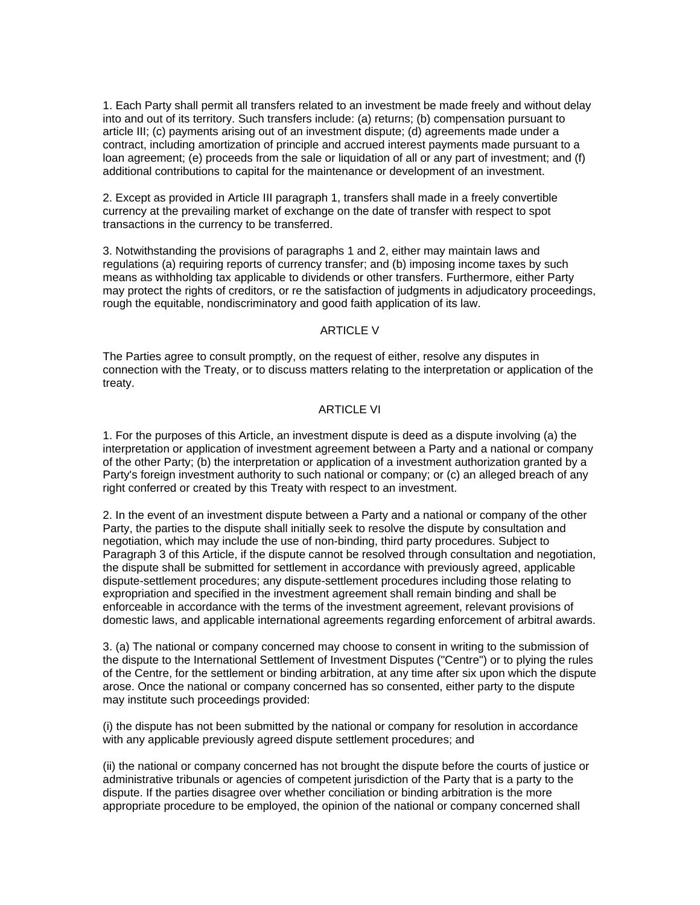1. Each Party shall permit all transfers related to an investment be made freely and without delay into and out of its territory. Such transfers include: (a) returns; (b) compensation pursuant to article III; (c) payments arising out of an investment dispute; (d) agreements made under a contract, including amortization of principle and accrued interest payments made pursuant to a loan agreement; (e) proceeds from the sale or liquidation of all or any part of investment; and (f) additional contributions to capital for the maintenance or development of an investment.

2. Except as provided in Article III paragraph 1, transfers shall made in a freely convertible currency at the prevailing market of exchange on the date of transfer with respect to spot transactions in the currency to be transferred.

3. Notwithstanding the provisions of paragraphs 1 and 2, either may maintain laws and regulations (a) requiring reports of currency transfer; and (b) imposing income taxes by such means as withholding tax applicable to dividends or other transfers. Furthermore, either Party may protect the rights of creditors, or re the satisfaction of judgments in adjudicatory proceedings, rough the equitable, nondiscriminatory and good faith application of its law.

## ARTICLE V

The Parties agree to consult promptly, on the request of either, resolve any disputes in connection with the Treaty, or to discuss matters relating to the interpretation or application of the treaty.

## ARTICLE VI

1. For the purposes of this Article, an investment dispute is deed as a dispute involving (a) the interpretation or application of investment agreement between a Party and a national or company of the other Party; (b) the interpretation or application of a investment authorization granted by a Party's foreign investment authority to such national or company; or (c) an alleged breach of any right conferred or created by this Treaty with respect to an investment.

2. In the event of an investment dispute between a Party and a national or company of the other Party, the parties to the dispute shall initially seek to resolve the dispute by consultation and negotiation, which may include the use of non-binding, third party procedures. Subject to Paragraph 3 of this Article, if the dispute cannot be resolved through consultation and negotiation, the dispute shall be submitted for settlement in accordance with previously agreed, applicable dispute-settlement procedures; any dispute-settlement procedures including those relating to expropriation and specified in the investment agreement shall remain binding and shall be enforceable in accordance with the terms of the investment agreement, relevant provisions of domestic laws, and applicable international agreements regarding enforcement of arbitral awards.

3. (a) The national or company concerned may choose to consent in writing to the submission of the dispute to the International Settlement of Investment Disputes ("Centre") or to plying the rules of the Centre, for the settlement or binding arbitration, at any time after six upon which the dispute arose. Once the national or company concerned has so consented, either party to the dispute may institute such proceedings provided:

(i) the dispute has not been submitted by the national or company for resolution in accordance with any applicable previously agreed dispute settlement procedures; and

(ii) the national or company concerned has not brought the dispute before the courts of justice or administrative tribunals or agencies of competent jurisdiction of the Party that is a party to the dispute. If the parties disagree over whether conciliation or binding arbitration is the more appropriate procedure to be employed, the opinion of the national or company concerned shall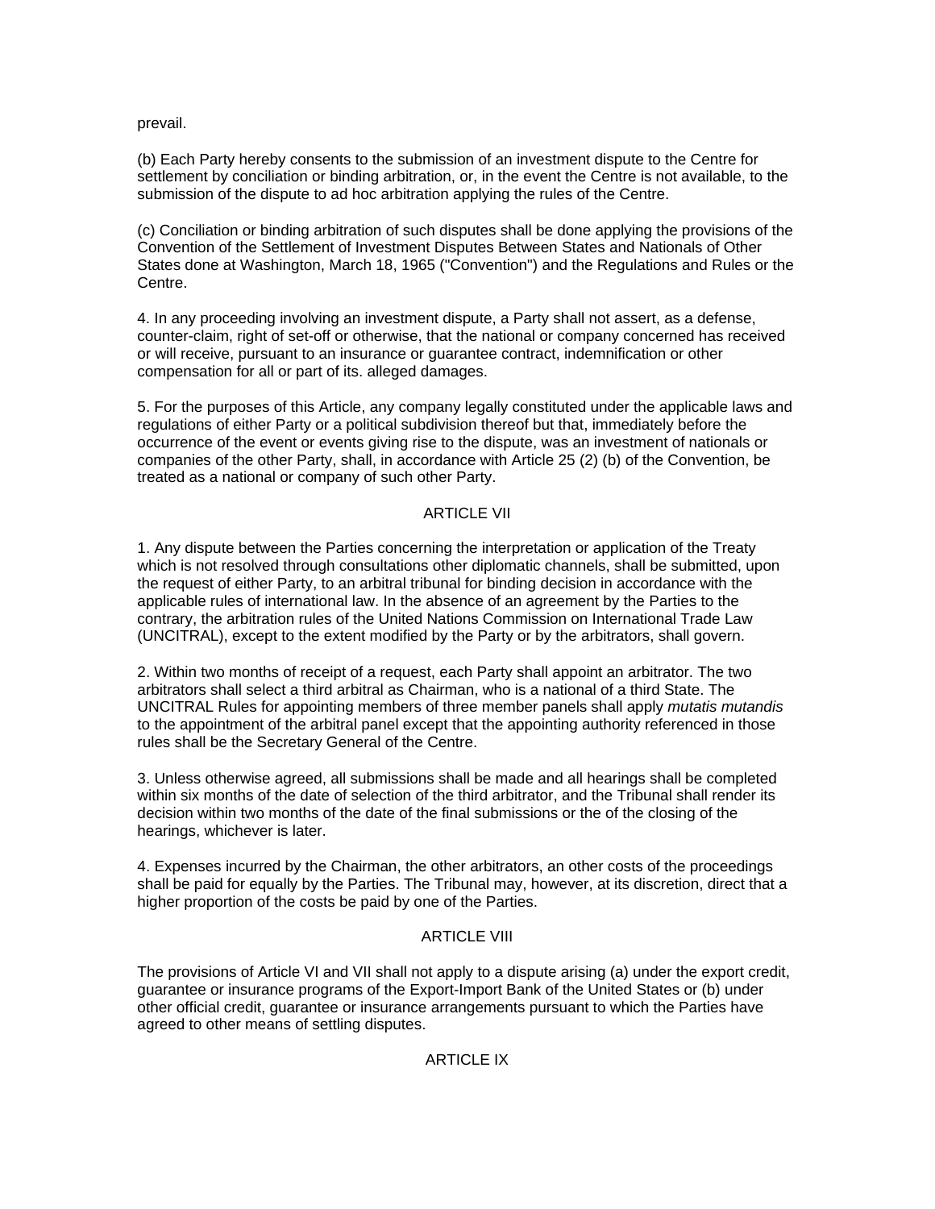prevail.

(b) Each Party hereby consents to the submission of an investment dispute to the Centre for settlement by conciliation or binding arbitration, or, in the event the Centre is not available, to the submission of the dispute to ad hoc arbitration applying the rules of the Centre.

(c) Conciliation or binding arbitration of such disputes shall be done applying the provisions of the Convention of the Settlement of Investment Disputes Between States and Nationals of Other States done at Washington, March 18, 1965 ("Convention") and the Regulations and Rules or the Centre.

4. In any proceeding involving an investment dispute, a Party shall not assert, as a defense, counter-claim, right of set-off or otherwise, that the national or company concerned has received or will receive, pursuant to an insurance or guarantee contract, indemnification or other compensation for all or part of its. alleged damages.

5. For the purposes of this Article, any company legally constituted under the applicable laws and regulations of either Party or a political subdivision thereof but that, immediately before the occurrence of the event or events giving rise to the dispute, was an investment of nationals or companies of the other Party, shall, in accordance with Article 25 (2) (b) of the Convention, be treated as a national or company of such other Party.

## ARTICLE VII

1. Any dispute between the Parties concerning the interpretation or application of the Treaty which is not resolved through consultations other diplomatic channels, shall be submitted, upon the request of either Party, to an arbitral tribunal for binding decision in accordance with the applicable rules of international law. In the absence of an agreement by the Parties to the contrary, the arbitration rules of the United Nations Commission on International Trade Law (UNCITRAL), except to the extent modified by the Party or by the arbitrators, shall govern.

2. Within two months of receipt of a request, each Party shall appoint an arbitrator. The two arbitrators shall select a third arbitral as Chairman, who is a national of a third State. The UNCITRAL Rules for appointing members of three member panels shall apply *mutatis mutandis* to the appointment of the arbitral panel except that the appointing authority referenced in those rules shall be the Secretary General of the Centre.

3. Unless otherwise agreed, all submissions shall be made and all hearings shall be completed within six months of the date of selection of the third arbitrator, and the Tribunal shall render its decision within two months of the date of the final submissions or the of the closing of the hearings, whichever is later.

4. Expenses incurred by the Chairman, the other arbitrators, an other costs of the proceedings shall be paid for equally by the Parties. The Tribunal may, however, at its discretion, direct that a higher proportion of the costs be paid by one of the Parties.

## ARTICLE VIII

The provisions of Article VI and VII shall not apply to a dispute arising (a) under the export credit, guarantee or insurance programs of the Export-Import Bank of the United States or (b) under other official credit, guarantee or insurance arrangements pursuant to which the Parties have agreed to other means of settling disputes.

## ARTICLE IX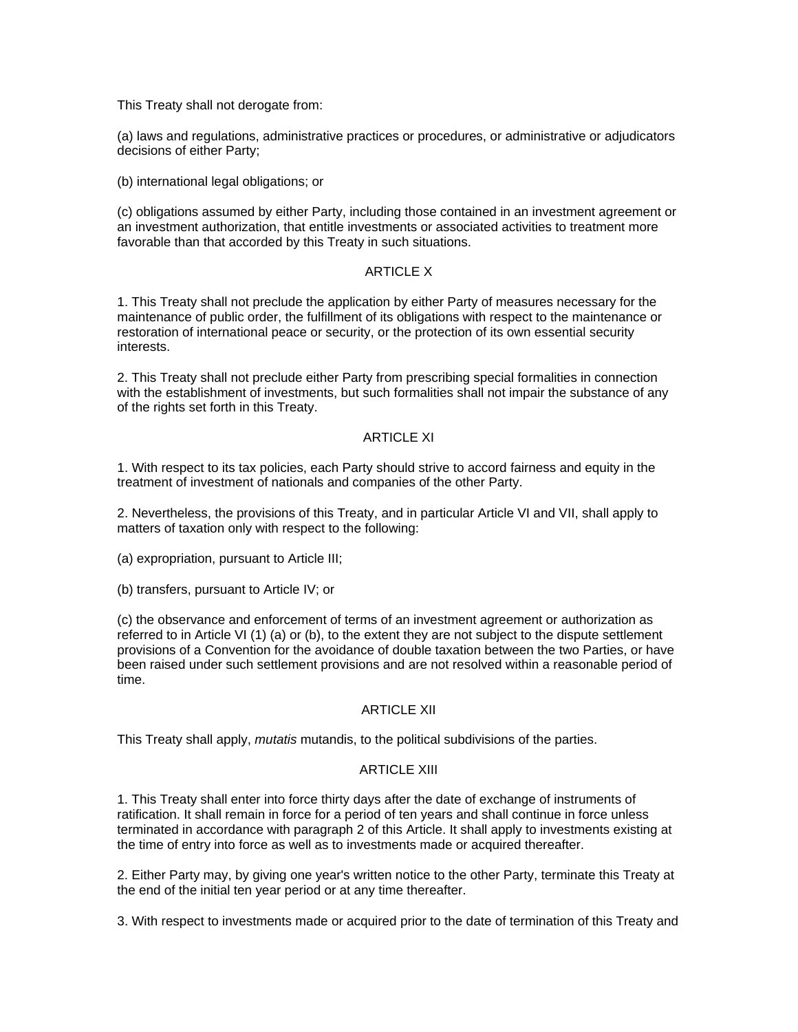This Treaty shall not derogate from:

(a) laws and regulations, administrative practices or procedures, or administrative or adjudicators decisions of either Party;

(b) international legal obligations; or

(c) obligations assumed by either Party, including those contained in an investment agreement or an investment authorization, that entitle investments or associated activities to treatment more favorable than that accorded by this Treaty in such situations.

## ARTICLE X

1. This Treaty shall not preclude the application by either Party of measures necessary for the maintenance of public order, the fulfillment of its obligations with respect to the maintenance or restoration of international peace or security, or the protection of its own essential security interests.

2. This Treaty shall not preclude either Party from prescribing special formalities in connection with the establishment of investments, but such formalities shall not impair the substance of any of the rights set forth in this Treaty.

## ARTICLE XI

1. With respect to its tax policies, each Party should strive to accord fairness and equity in the treatment of investment of nationals and companies of the other Party.

2. Nevertheless, the provisions of this Treaty, and in particular Article VI and VII, shall apply to matters of taxation only with respect to the following:

(a) expropriation, pursuant to Article III;

(b) transfers, pursuant to Article IV; or

(c) the observance and enforcement of terms of an investment agreement or authorization as referred to in Article VI (1) (a) or (b), to the extent they are not subject to the dispute settlement provisions of a Convention for the avoidance of double taxation between the two Parties, or have been raised under such settlement provisions and are not resolved within a reasonable period of time.

## ARTICLE XII

This Treaty shall apply, *mutatis* mutandis, to the political subdivisions of the parties.

## ARTICLE XIII

1. This Treaty shall enter into force thirty days after the date of exchange of instruments of ratification. It shall remain in force for a period of ten years and shall continue in force unless terminated in accordance with paragraph 2 of this Article. It shall apply to investments existing at the time of entry into force as well as to investments made or acquired thereafter.

2. Either Party may, by giving one year's written notice to the other Party, terminate this Treaty at the end of the initial ten year period or at any time thereafter.

3. With respect to investments made or acquired prior to the date of termination of this Treaty and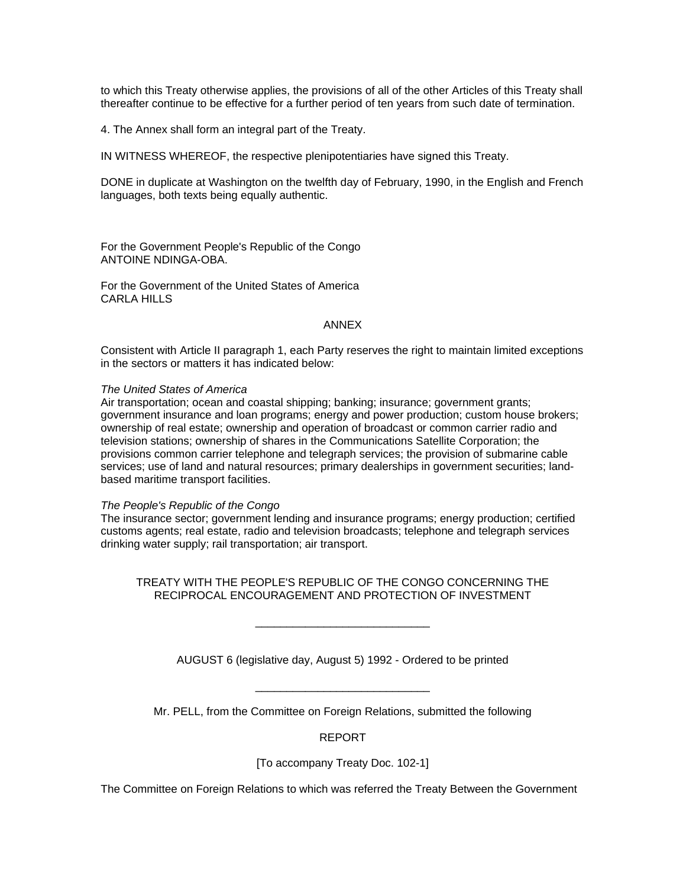to which this Treaty otherwise applies, the provisions of all of the other Articles of this Treaty shall thereafter continue to be effective for a further period of ten years from such date of termination.

4. The Annex shall form an integral part of the Treaty.

IN WITNESS WHEREOF, the respective plenipotentiaries have signed this Treaty.

DONE in duplicate at Washington on the twelfth day of February, 1990, in the English and French languages, both texts being equally authentic.

For the Government People's Republic of the Congo
ANTOINE NDINGA-OBA.

For the Government of the United States of America
CARLA HILLS

ANNEX

Consistent with Article II paragraph 1, each Party reserves the right to maintain limited exceptions in the sectors or matters it has indicated below:

*The United States of America*
Air transportation; ocean and coastal shipping; banking; insurance; government grants; government insurance and loan programs; energy and power production; custom house brokers; ownership of real estate; ownership and operation of broadcast or common carrier radio and television stations; ownership of shares in the Communications Satellite Corporation; the provisions common carrier telephone and telegraph services; the provision of submarine cable services; use of land and natural resources; primary dealerships in government securities; land-based maritime transport facilities.

*The People's Republic of the Congo*
The insurance sector; government lending and insurance programs; energy production; certified customs agents; real estate, radio and television broadcasts; telephone and telegraph services drinking water supply; rail transportation; air transport.

TREATY WITH THE PEOPLE'S REPUBLIC OF THE CONGO CONCERNING THE RECIPROCAL ENCOURAGEMENT AND PROTECTION OF INVESTMENT

---

AUGUST 6 (legislative day, August 5) 1992 - Ordered to be printed

---

Mr. PELL, from the Committee on Foreign Relations, submitted the following

REPORT

[To accompany Treaty Doc. 102-1]

The Committee on Foreign Relations to which was referred the Treaty Between the Government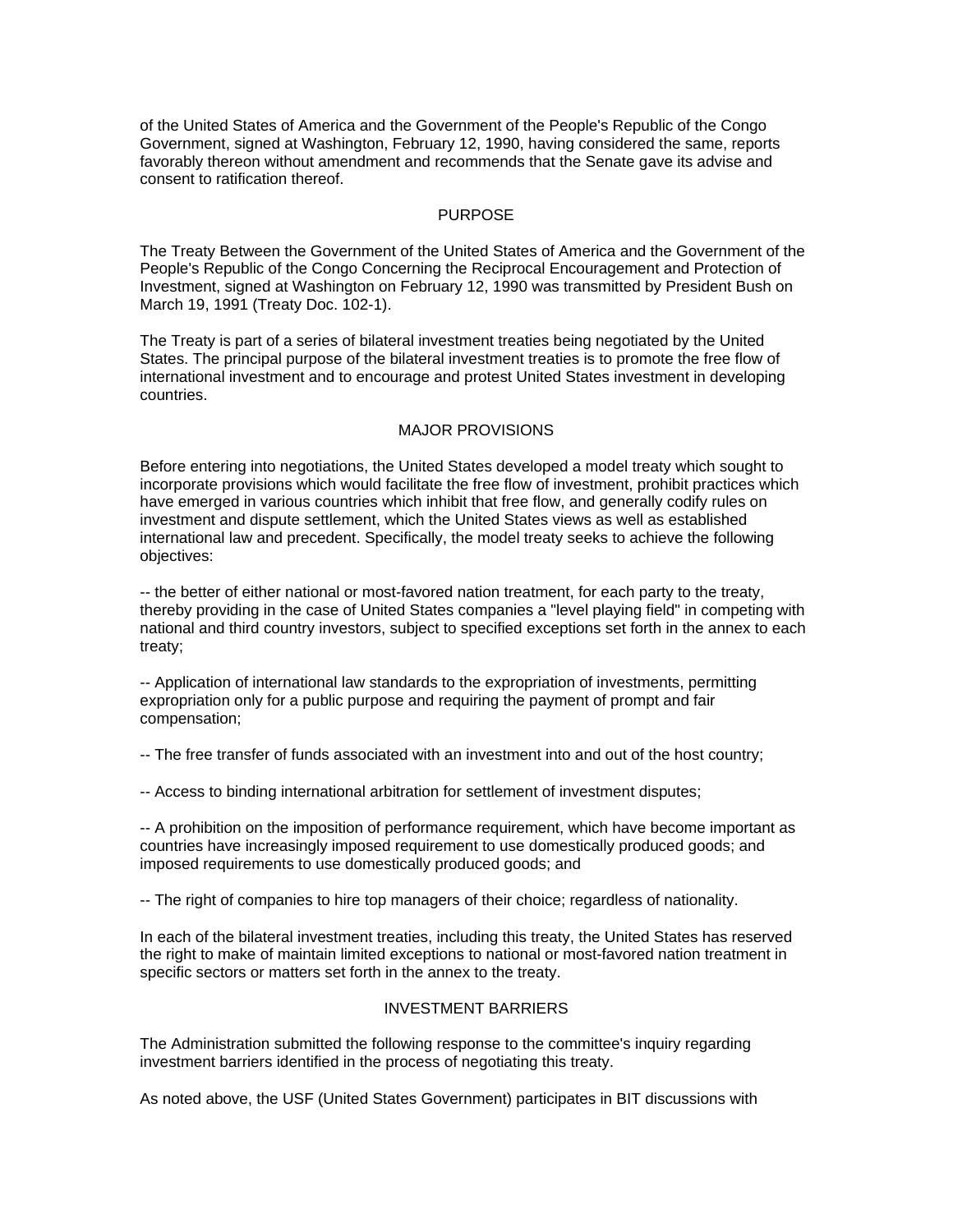of the United States of America and the Government of the People's Republic of the Congo Government, signed at Washington, February 12, 1990, having considered the same, reports favorably thereon without amendment and recommends that the Senate gave its advise and consent to ratification thereof.

## PURPOSE

The Treaty Between the Government of the United States of America and the Government of the People's Republic of the Congo Concerning the Reciprocal Encouragement and Protection of Investment, signed at Washington on February 12, 1990 was transmitted by President Bush on March 19, 1991 (Treaty Doc. 102-1).

The Treaty is part of a series of bilateral investment treaties being negotiated by the United States. The principal purpose of the bilateral investment treaties is to promote the free flow of international investment and to encourage and protest United States investment in developing countries.

## MAJOR PROVISIONS

Before entering into negotiations, the United States developed a model treaty which sought to incorporate provisions which would facilitate the free flow of investment, prohibit practices which have emerged in various countries which inhibit that free flow, and generally codify rules on investment and dispute settlement, which the United States views as well as established international law and precedent. Specifically, the model treaty seeks to achieve the following objectives:

-- the better of either national or most-favored nation treatment, for each party to the treaty, thereby providing in the case of United States companies a "level playing field" in competing with national and third country investors, subject to specified exceptions set forth in the annex to each treaty;

-- Application of international law standards to the expropriation of investments, permitting expropriation only for a public purpose and requiring the payment of prompt and fair compensation;

-- The free transfer of funds associated with an investment into and out of the host country;

-- Access to binding international arbitration for settlement of investment disputes;

-- A prohibition on the imposition of performance requirement, which have become important as countries have increasingly imposed requirement to use domestically produced goods; and imposed requirements to use domestically produced goods; and

-- The right of companies to hire top managers of their choice; regardless of nationality.

In each of the bilateral investment treaties, including this treaty, the United States has reserved the right to make of maintain limited exceptions to national or most-favored nation treatment in specific sectors or matters set forth in the annex to the treaty.

## INVESTMENT BARRIERS

The Administration submitted the following response to the committee's inquiry regarding investment barriers identified in the process of negotiating this treaty.

As noted above, the USF (United States Government) participates in BIT discussions with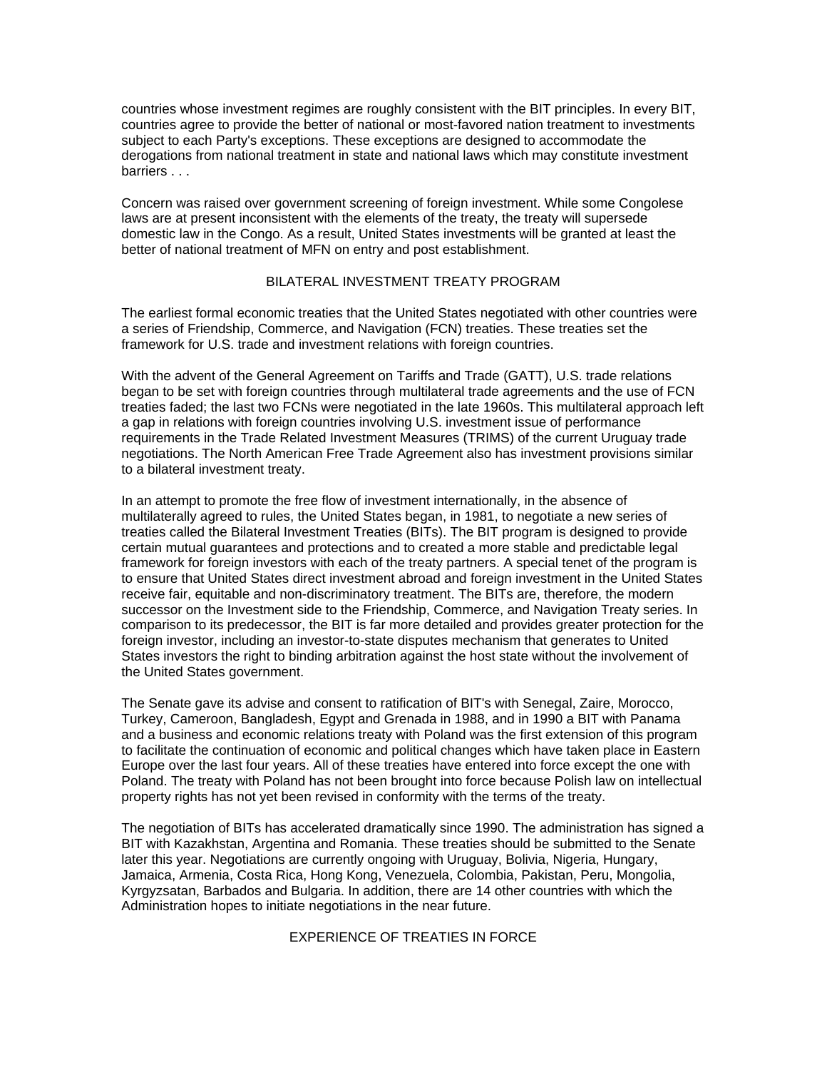countries whose investment regimes are roughly consistent with the BIT principles. In every BIT, countries agree to provide the better of national or most-favored nation treatment to investments subject to each Party's exceptions. These exceptions are designed to accommodate the derogations from national treatment in state and national laws which may constitute investment barriers . . .

Concern was raised over government screening of foreign investment. While some Congolese laws are at present inconsistent with the elements of the treaty, the treaty will supersede domestic law in the Congo. As a result, United States investments will be granted at least the better of national treatment of MFN on entry and post establishment.

## BILATERAL INVESTMENT TREATY PROGRAM

The earliest formal economic treaties that the United States negotiated with other countries were a series of Friendship, Commerce, and Navigation (FCN) treaties. These treaties set the framework for U.S. trade and investment relations with foreign countries.

With the advent of the General Agreement on Tariffs and Trade (GATT), U.S. trade relations began to be set with foreign countries through multilateral trade agreements and the use of FCN treaties faded; the last two FCNs were negotiated in the late 1960s. This multilateral approach left a gap in relations with foreign countries involving U.S. investment issue of performance requirements in the Trade Related Investment Measures (TRIMS) of the current Uruguay trade negotiations. The North American Free Trade Agreement also has investment provisions similar to a bilateral investment treaty.

In an attempt to promote the free flow of investment internationally, in the absence of multilaterally agreed to rules, the United States began, in 1981, to negotiate a new series of treaties called the Bilateral Investment Treaties (BITs). The BIT program is designed to provide certain mutual guarantees and protections and to created a more stable and predictable legal framework for foreign investors with each of the treaty partners. A special tenet of the program is to ensure that United States direct investment abroad and foreign investment in the United States receive fair, equitable and non-discriminatory treatment. The BITs are, therefore, the modern successor on the Investment side to the Friendship, Commerce, and Navigation Treaty series. In comparison to its predecessor, the BIT is far more detailed and provides greater protection for the foreign investor, including an investor-to-state disputes mechanism that generates to United States investors the right to binding arbitration against the host state without the involvement of the United States government.

The Senate gave its advise and consent to ratification of BIT's with Senegal, Zaire, Morocco, Turkey, Cameroon, Bangladesh, Egypt and Grenada in 1988, and in 1990 a BIT with Panama and a business and economic relations treaty with Poland was the first extension of this program to facilitate the continuation of economic and political changes which have taken place in Eastern Europe over the last four years. All of these treaties have entered into force except the one with Poland. The treaty with Poland has not been brought into force because Polish law on intellectual property rights has not yet been revised in conformity with the terms of the treaty.

The negotiation of BITs has accelerated dramatically since 1990. The administration has signed a BIT with Kazakhstan, Argentina and Romania. These treaties should be submitted to the Senate later this year. Negotiations are currently ongoing with Uruguay, Bolivia, Nigeria, Hungary, Jamaica, Armenia, Costa Rica, Hong Kong, Venezuela, Colombia, Pakistan, Peru, Mongolia, Kyrgyzsatan, Barbados and Bulgaria. In addition, there are 14 other countries with which the Administration hopes to initiate negotiations in the near future.

## EXPERIENCE OF TREATIES IN FORCE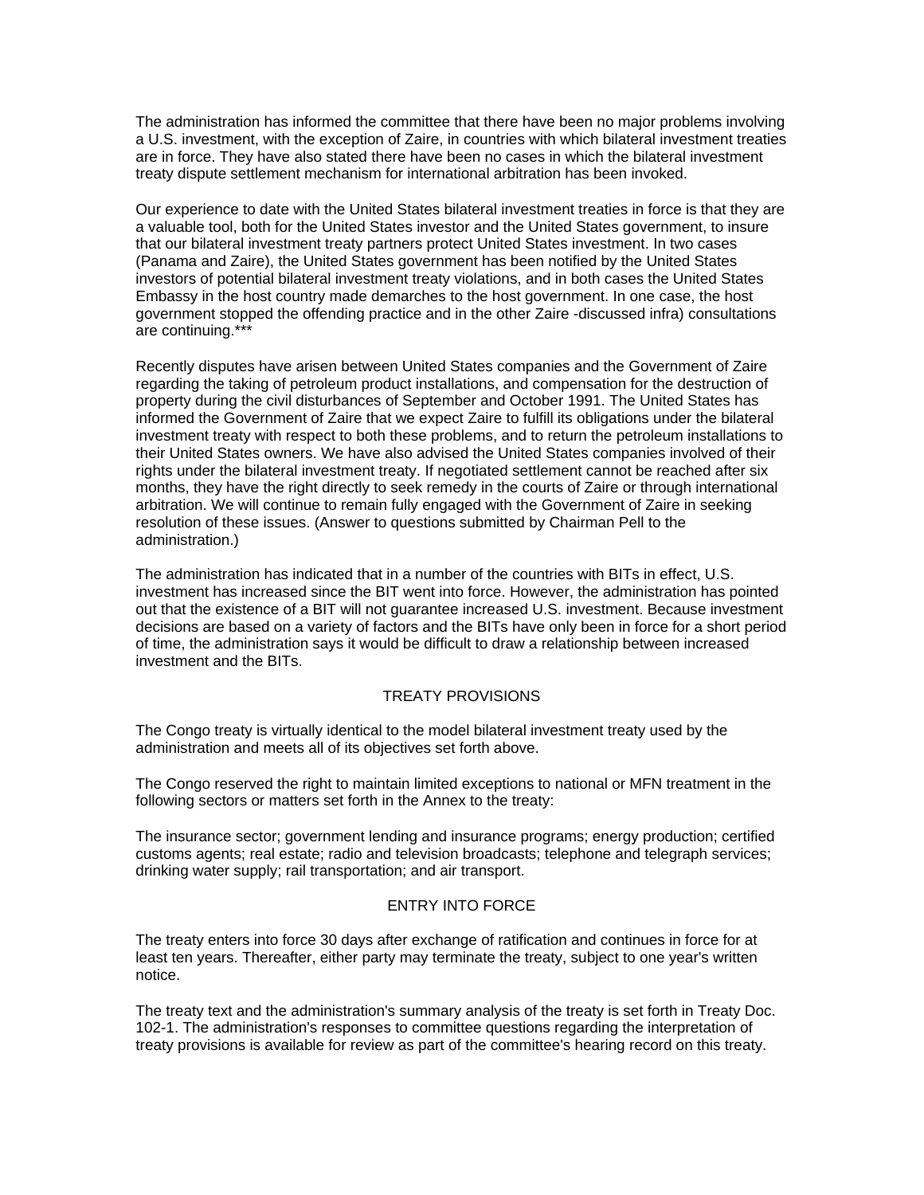The administration has informed the committee that there have been no major problems involving a U.S. investment, with the exception of Zaire, in countries with which bilateral investment treaties are in force. They have also stated there have been no cases in which the bilateral investment treaty dispute settlement mechanism for international arbitration has been invoked.

Our experience to date with the United States bilateral investment treaties in force is that they are a valuable tool, both for the United States investor and the United States government, to insure that our bilateral investment treaty partners protect United States investment. In two cases (Panama and Zaire), the United States government has been notified by the United States investors of potential bilateral investment treaty violations, and in both cases the United States Embassy in the host country made demarches to the host government. In one case, the host government stopped the offending practice and in the other Zaire -discussed infra) consultations are continuing.***

Recently disputes have arisen between United States companies and the Government of Zaire regarding the taking of petroleum product installations, and compensation for the destruction of property during the civil disturbances of September and October 1991. The United States has informed the Government of Zaire that we expect Zaire to fulfill its obligations under the bilateral investment treaty with respect to both these problems, and to return the petroleum installations to their United States owners. We have also advised the United States companies involved of their rights under the bilateral investment treaty. If negotiated settlement cannot be reached after six months, they have the right directly to seek remedy in the courts of Zaire or through international arbitration. We will continue to remain fully engaged with the Government of Zaire in seeking resolution of these issues. (Answer to questions submitted by Chairman Pell to the administration.)

The administration has indicated that in a number of the countries with BITs in effect, U.S. investment has increased since the BIT went into force. However, the administration has pointed out that the existence of a BIT will not guarantee increased U.S. investment. Because investment decisions are based on a variety of factors and the BITs have only been in force for a short period of time, the administration says it would be difficult to draw a relationship between increased investment and the BITs.

## TREATY PROVISIONS

The Congo treaty is virtually identical to the model bilateral investment treaty used by the administration and meets all of its objectives set forth above.

The Congo reserved the right to maintain limited exceptions to national or MFN treatment in the following sectors or matters set forth in the Annex to the treaty:

The insurance sector; government lending and insurance programs; energy production; certified customs agents; real estate; radio and television broadcasts; telephone and telegraph services; drinking water supply; rail transportation; and air transport.

## ENTRY INTO FORCE

The treaty enters into force 30 days after exchange of ratification and continues in force for at least ten years. Thereafter, either party may terminate the treaty, subject to one year's written notice.

The treaty text and the administration's summary analysis of the treaty is set forth in Treaty Doc. 102-1. The administration's responses to committee questions regarding the interpretation of treaty provisions is available for review as part of the committee's hearing record on this treaty.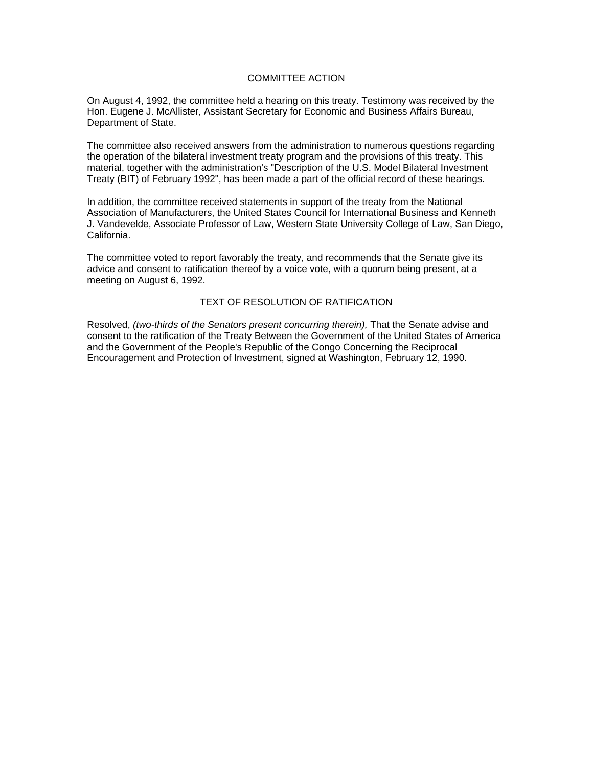## COMMITTEE ACTION

On August 4, 1992, the committee held a hearing on this treaty. Testimony was received by the Hon. Eugene J. McAllister, Assistant Secretary for Economic and Business Affairs Bureau, Department of State.

The committee also received answers from the administration to numerous questions regarding the operation of the bilateral investment treaty program and the provisions of this treaty. This material, together with the administration's "Description of the U.S. Model Bilateral Investment Treaty (BIT) of February 1992", has been made a part of the official record of these hearings.

In addition, the committee received statements in support of the treaty from the National Association of Manufacturers, the United States Council for International Business and Kenneth J. Vandevelde, Associate Professor of Law, Western State University College of Law, San Diego, California.

The committee voted to report favorably the treaty, and recommends that the Senate give its advice and consent to ratification thereof by a voice vote, with a quorum being present, at a meeting on August 6, 1992.

## TEXT OF RESOLUTION OF RATIFICATION

Resolved, *(two-thirds of the Senators present concurring therein),* That the Senate advise and consent to the ratification of the Treaty Between the Government of the United States of America and the Government of the People's Republic of the Congo Concerning the Reciprocal Encouragement and Protection of Investment, signed at Washington, February 12, 1990.